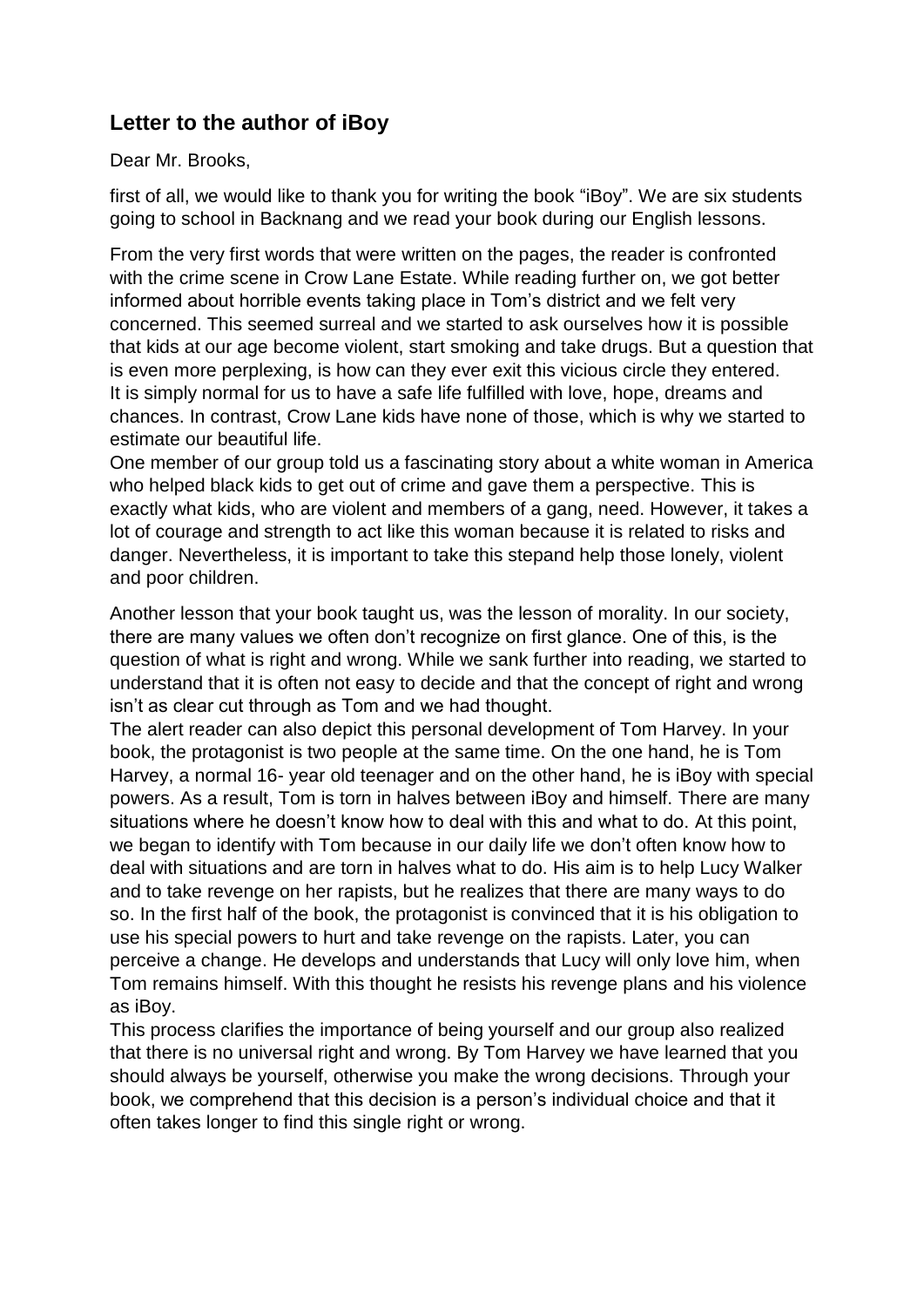## Letter to the author of iBoy

Dear Mr. Brooks,

first of all, we would like to thank you for writing the book "iBoy". We are six students going to school in Backnang and we read your book during our English lessons.

From the very first words that were written on the pages, the reader is confronted with the crime scene in Crow Lane Estate. While reading further on, we got better informed about horrible events taking place in Tom's district and we felt very concerned. This seemed surreal and we started to ask ourselves how it is possible that kids at our age become violent, start smoking and take drugs. But a question that is even more perplexing, is how can they ever exit this vicious circle they entered. It is simply normal for us to have a safe life fulfilled with love, hope, dreams and chances. In contrast, Crow Lane kids have none of those, which is why we started to estimate our beautiful life.

One member of our group told us a fascinating story about a white woman in America who helped black kids to get out of crime and gave them a perspective. This is exactly what kids, who are violent and members of a gang, need. However, it takes a lot of courage and strength to act like this woman because it is related to risks and danger. Nevertheless, it is important to take this stepand help those lonely, violent and poor children.

Another lesson that your book taught us, was the lesson of morality. In our society, there are many values we often don't recognize on first glance. One of this, is the question of what is right and wrong. While we sank further into reading, we started to understand that it is often not easy to decide and that the concept of right and wrong isn't as clear cut through as Tom and we had thought.

The alert reader can also depict this personal development of Tom Harvey. In your book, the protagonist is two people at the same time. On the one hand, he is Tom Harvey, a normal 16- year old teenager and on the other hand, he is iBoy with special powers. As a result, Tom is torn in halves between iBoy and himself. There are many situations where he doesn't know how to deal with this and what to do. At this point, we began to identify with Tom because in our daily life we don't often know how to deal with situations and are torn in halves what to do. His aim is to help Lucy Walker and to take revenge on her rapists, but he realizes that there are many ways to do so. In the first half of the book, the protagonist is convinced that it is his obligation to use his special powers to hurt and take revenge on the rapists. Later, you can perceive a change. He develops and understands that Lucy will only love him, when Tom remains himself. With this thought he resists his revenge plans and his violence as iBoy.

This process clarifies the importance of being yourself and our group also realized that there is no universal right and wrong. By Tom Harvey we have learned that you should always be yourself, otherwise you make the wrong decisions. Through your book, we comprehend that this decision is a person's individual choice and that it often takes longer to find this single right or wrong.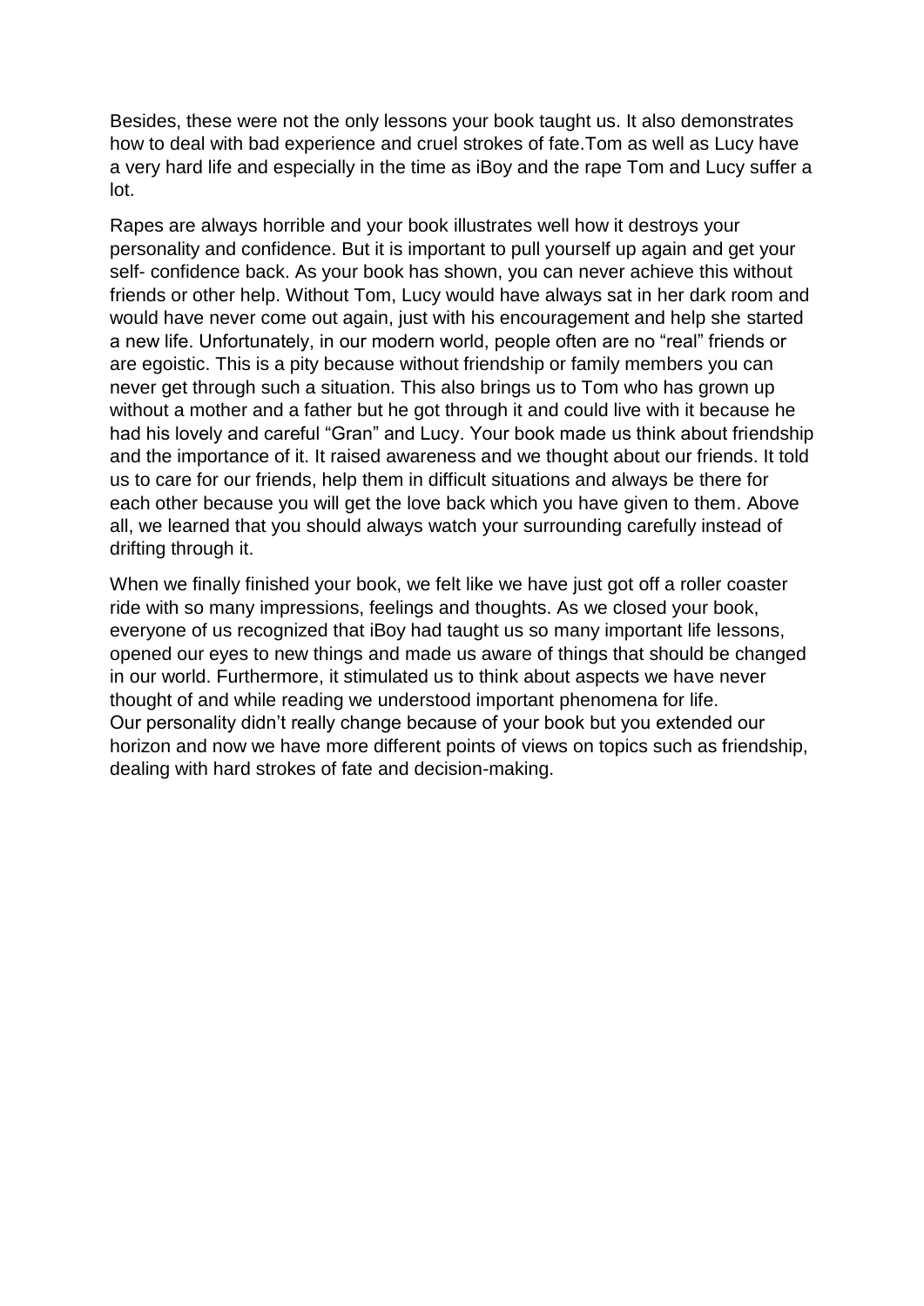Besides, these were not the only lessons your book taught us. It also demonstrates how to deal with bad experience and cruel strokes of fate.Tom as well as Lucy have a very hard life and especially in the time as iBoy and the rape Tom and Lucy suffer a lot.

Rapes are always horrible and your book illustrates well how it destroys your personality and confidence. But it is important to pull yourself up again and get your self- confidence back. As your book has shown, you can never achieve this without friends or other help. Without Tom, Lucy would have always sat in her dark room and would have never come out again, just with his encouragement and help she started a new life. Unfortunately, in our modern world, people often are no “real” friends or are egoistic. This is a pity because without friendship or family members you can never get through such a situation. This also brings us to Tom who has grown up without a mother and a father but he got through it and could live with it because he had his lovely and careful “Gran” and Lucy. Your book made us think about friendship and the importance of it. It raised awareness and we thought about our friends. It told us to care for our friends, help them in difficult situations and always be there for each other because you will get the love back which you have given to them. Above all, we learned that you should always watch your surrounding carefully instead of drifting through it.

When we finally finished your book, we felt like we have just got off a roller coaster ride with so many impressions, feelings and thoughts. As we closed your book, everyone of us recognized that iBoy had taught us so many important life lessons, opened our eyes to new things and made us aware of things that should be changed in our world. Furthermore, it stimulated us to think about aspects we have never thought of and while reading we understood important phenomena for life.
Our personality didn’t really change because of your book but you extended our horizon and now we have more different points of views on topics such as friendship, dealing with hard strokes of fate and decision-making.